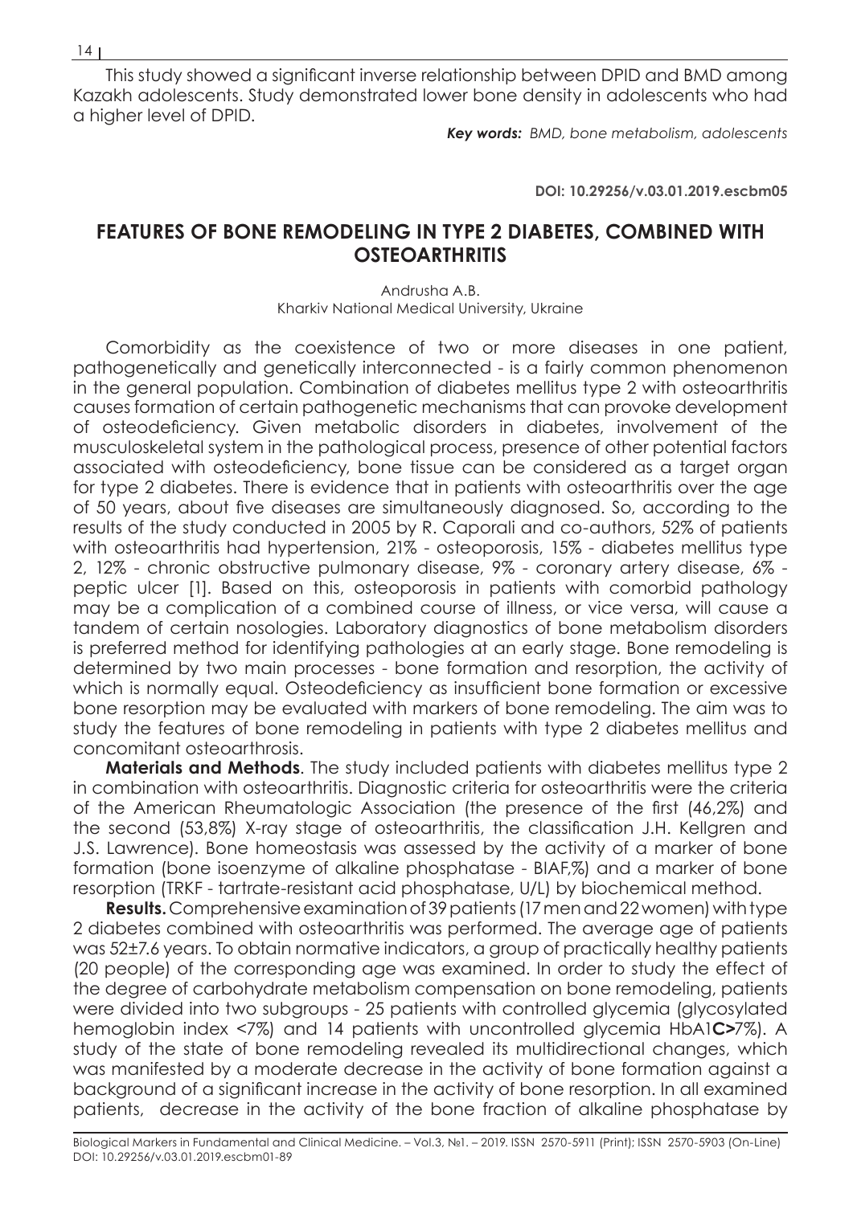This study showed a significant inverse relationship between DPID and BMD among Kazakh adolescents. Study demonstrated lower bone density in adolescents who had a higher level of DPID.

***Key words:** BMD, bone metabolism, adolescents*

**DOI: 10.29256/v.03.01.2019.escbm05**

## FEATURES OF BONE REMODELING IN TYPE 2 DIABETES, COMBINED WITH OSTEOARTHRITIS

Andrusha A.B.
Kharkiv National Medical University, Ukraine

Comorbidity as the coexistence of two or more diseases in one patient, pathogenetically and genetically interconnected - is a fairly common phenomenon in the general population. Combination of diabetes mellitus type 2 with osteoarthritis causes formation of certain pathogenetic mechanisms that can provoke development of osteodeficiency. Given metabolic disorders in diabetes, involvement of the musculoskeletal system in the pathological process, presence of other potential factors associated with osteodeficiency, bone tissue can be considered as a target organ for type 2 diabetes. There is evidence that in patients with osteoarthritis over the age of 50 years, about five diseases are simultaneously diagnosed. So, according to the results of the study conducted in 2005 by R. Caporali and co-authors, 52% of patients with osteoarthritis had hypertension, 21% - osteoporosis, 15% - diabetes mellitus type 2, 12% - chronic obstructive pulmonary disease, 9% - coronary artery disease, 6% - peptic ulcer [1]. Based on this, osteoporosis in patients with comorbid pathology may be a complication of a combined course of illness, or vice versa, will cause a tandem of certain nosologies. Laboratory diagnostics of bone metabolism disorders is preferred method for identifying pathologies at an early stage. Bone remodeling is determined by two main processes - bone formation and resorption, the activity of which is normally equal. Osteodeficiency as insufficient bone formation or excessive bone resorption may be evaluated with markers of bone remodeling. The aim was to study the features of bone remodeling in patients with type 2 diabetes mellitus and concomitant osteoarthrosis.

**Materials and Methods**. The study included patients with diabetes mellitus type 2 in combination with osteoarthritis. Diagnostic criteria for osteoarthritis were the criteria of the American Rheumatologic Association (the presence of the first (46,2%) and the second (53,8%) X-ray stage of osteoarthritis, the classification J.H. Kellgren and J.S. Lawrence). Bone homeostasis was assessed by the activity of a marker of bone formation (bone isoenzyme of alkaline phosphatase - BIAF,%) and a marker of bone resorption (TRKF - tartrate-resistant acid phosphatase, U/L) by biochemical method.

**Results.** Comprehensive examination of 39 patients (17 men and 22 women) with type 2 diabetes combined with osteoarthritis was performed. The average age of patients was 52±7.6 years. To obtain normative indicators, a group of practically healthy patients (20 people) of the corresponding age was examined. In order to study the effect of the degree of carbohydrate metabolism compensation on bone remodeling, patients were divided into two subgroups - 25 patients with controlled glycemia (glycosylated hemoglobin index <7%) and 14 patients with uncontrolled glycemia HbA1**C>**7%). A study of the state of bone remodeling revealed its multidirectional changes, which was manifested by a moderate decrease in the activity of bone formation against a background of a significant increase in the activity of bone resorption. In all examined patients, decrease in the activity of the bone fraction of alkaline phosphatase by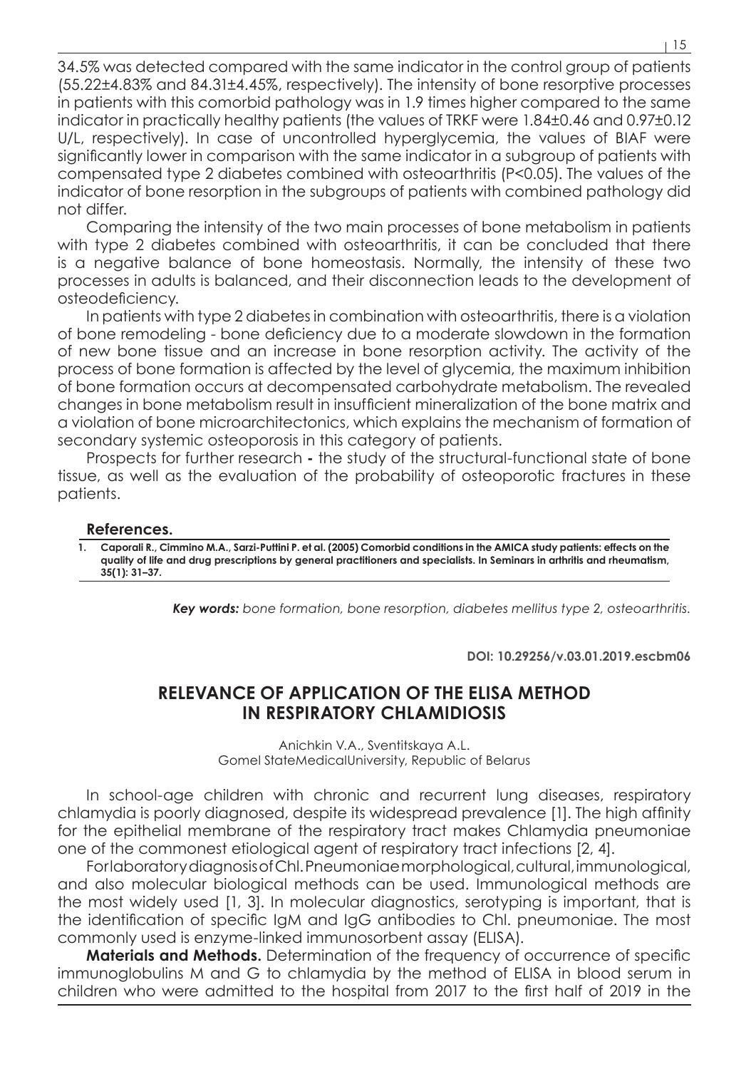34.5% was detected compared with the same indicator in the control group of patients (55.22±4.83% and 84.31±4.45%, respectively). The intensity of bone resorptive processes in patients with this comorbid pathology was in 1.9 times higher compared to the same indicator in practically healthy patients (the values of TRKF were 1.84±0.46 and 0.97±0.12 U/L, respectively). In case of uncontrolled hyperglycemia, the values of BIAF were significantly lower in comparison with the same indicator in a subgroup of patients with compensated type 2 diabetes combined with osteoarthritis ($P<0.05$). The values of the indicator of bone resorption in the subgroups of patients with combined pathology did not differ.

Comparing the intensity of the two main processes of bone metabolism in patients with type 2 diabetes combined with osteoarthritis, it can be concluded that there is a negative balance of bone homeostasis. Normally, the intensity of these two processes in adults is balanced, and their disconnection leads to the development of osteodeficiency.

In patients with type 2 diabetes in combination with osteoarthritis, there is a violation of bone remodeling - bone deficiency due to a moderate slowdown in the formation of new bone tissue and an increase in bone resorption activity. The activity of the process of bone formation is affected by the level of glycemia, the maximum inhibition of bone formation occurs at decompensated carbohydrate metabolism. The revealed changes in bone metabolism result in insufficient mineralization of the bone matrix and a violation of bone microarchitectonics, which explains the mechanism of formation of secondary systemic osteoporosis in this category of patients.

Prospects for further research **-** the study of the structural-functional state of bone tissue, as well as the evaluation of the probability of osteoporotic fractures in these patients.

**References.**

1. **Caporali R., Cimmino M.A., Sarzi-Puttini P. et al. (2005) Comorbid conditions in the AMICA study patients: effects on the quality of life and drug prescriptions by general practitioners and specialists. In Seminars in arthritis and rheumatism, 35(1): 31–37.**

***Key words:*** *bone formation, bone resorption, diabetes mellitus type 2, osteoarthritis.*

**DOI: 10.29256/v.03.01.2019.escbm06**

## RELEVANCE OF APPLICATION OF THE ELISA METHOD IN RESPIRATORY CHLAMIDIOSIS

Anichkin V.A., Sventitskaya A.L.
Gomel StateMedicalUniversity, Republic of Belarus

In school-age children with chronic and recurrent lung diseases, respiratory chlamydia is poorly diagnosed, despite its widespread prevalence [1]. The high affinity for the epithelial membrane of the respiratory tract makes Chlamydia pneumoniae one of the commonest etiological agent of respiratory tract infections [2, 4].

Forlaboratorydiagnosis of Chl. Pneumoniae morphological, cultural, immunological, and also molecular biological methods can be used. Immunological methods are the most widely used [1, 3]. In molecular diagnostics, serotyping is important, that is the identification of specific IgM and IgG antibodies to Chl. pneumoniae. The most commonly used is enzyme-linked immunosorbent assay (ELISA).

**Materials and Methods.** Determination of the frequency of occurrence of specific immunoglobulins M and G to chlamydia by the method of ELISA in blood serum in children who were admitted to the hospital from 2017 to the first half of 2019 in the